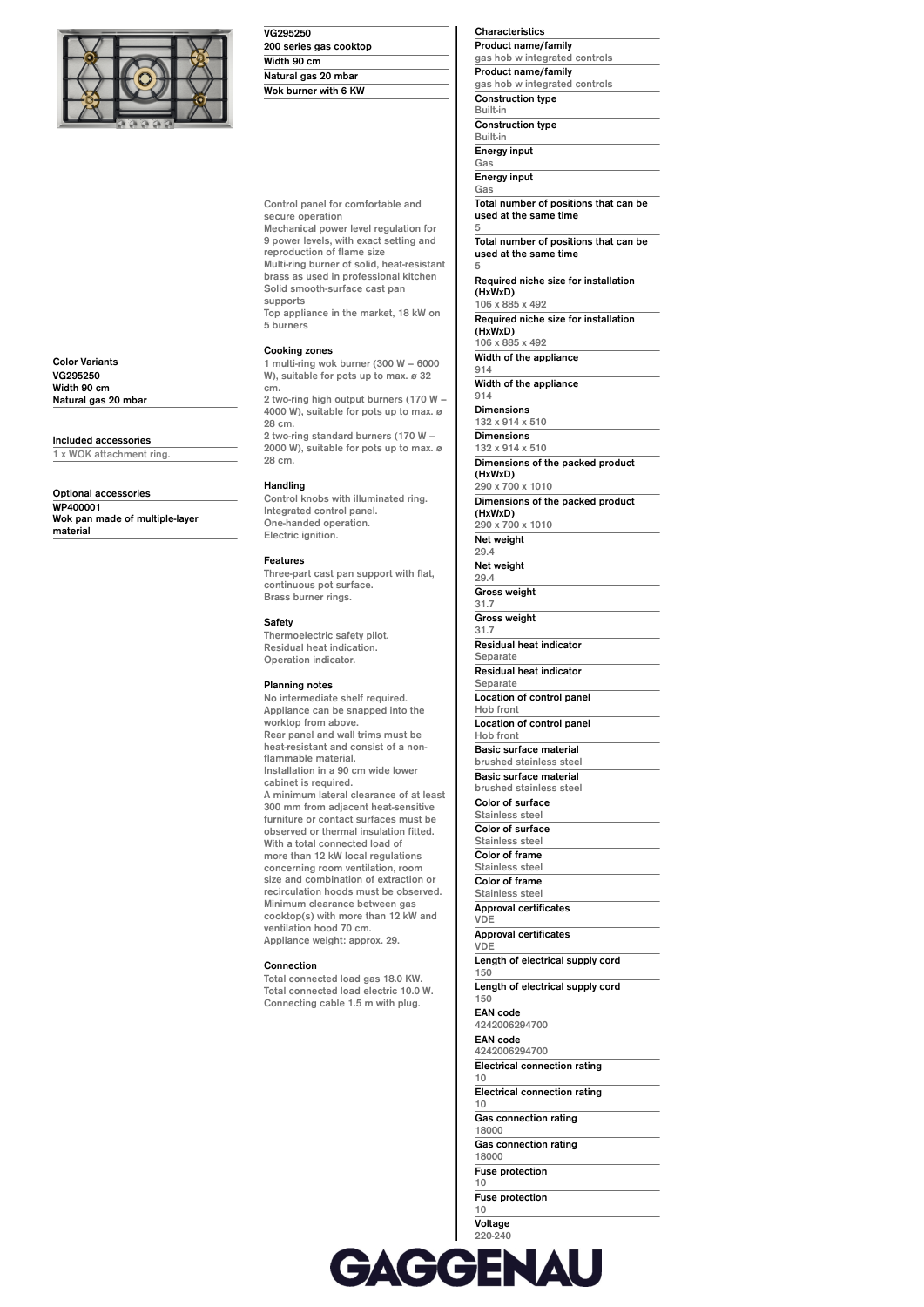**VG295250**
**200 series gas cooktop**
**Width 90 cm**
**Natural gas 20 mbar**
**Wok burner with 6 KW**

Control panel for comfortable and secure operation
Mechanical power level regulation for 9 power levels, with exact setting and reproduction of flame size
Multi-ring burner of solid, heat-resistant brass as used in professional kitchen
Solid smooth-surface cast pan supports
Top appliance in the market, 18 kW on 5 burners

### Cooking zones

1 multi-ring wok burner (300 W – 6000 W), suitable for pots up to max. ø 32 cm.
2 two-ring high output burners (170 W – 4000 W), suitable for pots up to max. ø 28 cm.
2 two-ring standard burners (170 W – 2000 W), suitable for pots up to max. ø 28 cm.

### Handling

Control knobs with illuminated ring.
Integrated control panel.
One-handed operation.
Electric ignition.

### Features

Three-part cast pan support with flat, continuous pot surface.
Brass burner rings.

### Safety

Thermoelectric safety pilot.
Residual heat indication.
Operation indicator.

### Planning notes

No intermediate shelf required.
Appliance can be snapped into the worktop from above.
Rear panel and wall trims must be heat-resistant and consist of a non-flammable material.
Installation in a 90 cm wide lower cabinet is required.
A minimum lateral clearance of at least 300 mm from adjacent heat-sensitive furniture or contact surfaces must be observed or thermal insulation fitted.
With a total connected load of more than 12 kW local regulations concerning room ventilation, room size and combination of extraction or recirculation hoods must be observed.
Minimum clearance between gas cooktop(s) with more than 12 kW and ventilation hood 70 cm.
Appliance weight: approx. 29.

### Connection

Total connected load gas 18.0 KW.
Total connected load electric 10.0 W.
Connecting cable 1.5 m with plug.

### Color Variants

**VG295250**
**Width 90 cm**
**Natural gas 20 mbar**

### Included accessories

1 x WOK attachment ring.

### Optional accessories

**WP400001**
**Wok pan made of multiple-layer material**

### Characteristics

| Characteristic | Value |
|---|---|
| Product name/family | gas hob w integrated controls |
| Product name/family | gas hob w integrated controls |
| Construction type | Built-in |
| Construction type | Built-in |
| Energy input | Gas |
| Energy input | Gas |
| Total number of positions that can be used at the same time | 5 |
| Total number of positions that can be used at the same time | 5 |
| Required niche size for installation (HxWxD) | 106 x 885 x 492 |
| Required niche size for installation (HxWxD) | 106 x 885 x 492 |
| Width of the appliance | 914 |
| Width of the appliance | 914 |
| Dimensions | 132 x 914 x 510 |
| Dimensions | 132 x 914 x 510 |
| Dimensions of the packed product (HxWxD) | 290 x 700 x 1010 |
| Dimensions of the packed product (HxWxD) | 290 x 700 x 1010 |
| Net weight | 29.4 |
| Net weight | 29.4 |
| Gross weight | 31.7 |
| Gross weight | 31.7 |
| Residual heat indicator | Separate |
| Residual heat indicator | Separate |
| Location of control panel | Hob front |
| Location of control panel | Hob front |
| Basic surface material | brushed stainless steel |
| Basic surface material | brushed stainless steel |
| Color of surface | Stainless steel |
| Color of surface | Stainless steel |
| Color of frame | Stainless steel |
| Color of frame | Stainless steel |
| Approval certificates | VDE |
| Approval certificates | VDE |
| Length of electrical supply cord | 150 |
| Length of electrical supply cord | 150 |
| EAN code | 4242006294700 |
| EAN code | 4242006294700 |
| Electrical connection rating | 10 |
| Electrical connection rating | 10 |
| Gas connection rating | 18000 |
| Gas connection rating | 18000 |
| Fuse protection | 10 |
| Fuse protection | 10 |
| Voltage | 220-240 |

GAGGENAU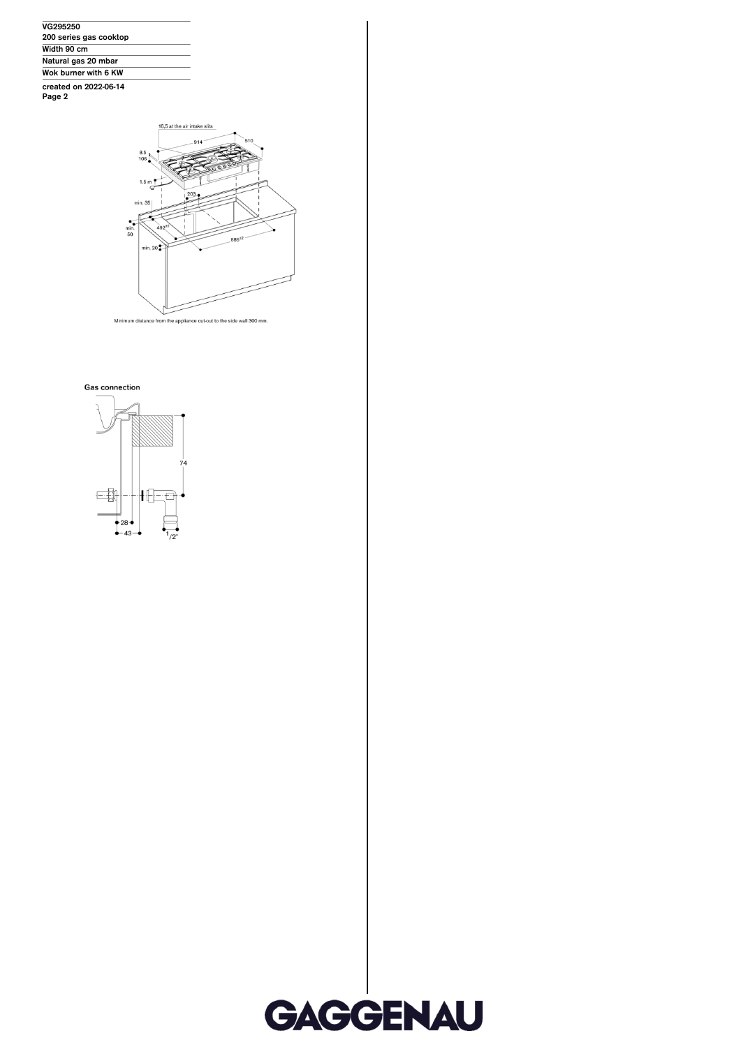VG295250

200 series gas cooktop

Width 90 cm

Natural gas 20 mbar

Wok burner with 6 KW

created on 2022-06-14

16,5 at the air intake slits

914

510

8.5

106

1.5 m

203

min. 35

min. 50

492

886

min. 20

Minimum distance from the appliance cut-out to the side wall 300 mm.

Gas connection

74

28

43

1/2"